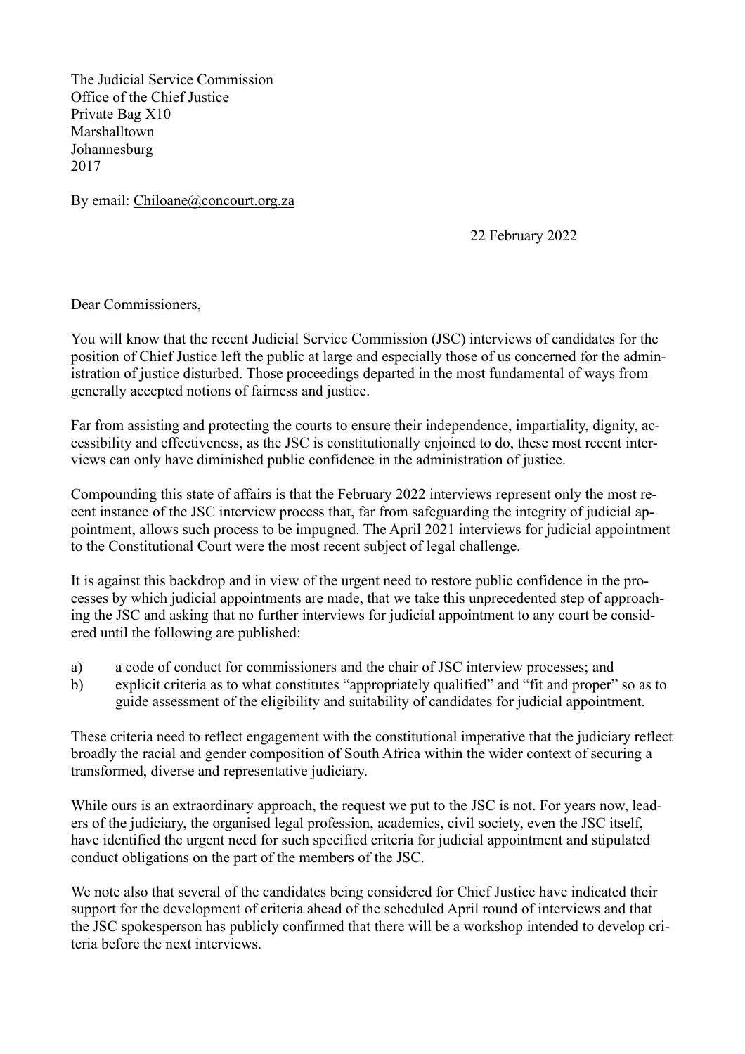The Judicial Service Commission
Office of the Chief Justice
Private Bag X10
Marshalltown
Johannesburg
2017

By email: Chiloane@concourt.org.za

22 February 2022

Dear Commissioners,

You will know that the recent Judicial Service Commission (JSC) interviews of candidates for the position of Chief Justice left the public at large and especially those of us concerned for the administration of justice disturbed. Those proceedings departed in the most fundamental of ways from generally accepted notions of fairness and justice.

Far from assisting and protecting the courts to ensure their independence, impartiality, dignity, accessibility and effectiveness, as the JSC is constitutionally enjoined to do, these most recent interviews can only have diminished public confidence in the administration of justice.

Compounding this state of affairs is that the February 2022 interviews represent only the most recent instance of the JSC interview process that, far from safeguarding the integrity of judicial appointment, allows such process to be impugned. The April 2021 interviews for judicial appointment to the Constitutional Court were the most recent subject of legal challenge.

It is against this backdrop and in view of the urgent need to restore public confidence in the processes by which judicial appointments are made, that we take this unprecedented step of approaching the JSC and asking that no further interviews for judicial appointment to any court be considered until the following are published:

a) a code of conduct for commissioners and the chair of JSC interview processes; and
b) explicit criteria as to what constitutes "appropriately qualified" and "fit and proper" so as to guide assessment of the eligibility and suitability of candidates for judicial appointment.

These criteria need to reflect engagement with the constitutional imperative that the judiciary reflect broadly the racial and gender composition of South Africa within the wider context of securing a transformed, diverse and representative judiciary.

While ours is an extraordinary approach, the request we put to the JSC is not. For years now, leaders of the judiciary, the organised legal profession, academics, civil society, even the JSC itself, have identified the urgent need for such specified criteria for judicial appointment and stipulated conduct obligations on the part of the members of the JSC.

We note also that several of the candidates being considered for Chief Justice have indicated their support for the development of criteria ahead of the scheduled April round of interviews and that the JSC spokesperson has publicly confirmed that there will be a workshop intended to develop criteria before the next interviews.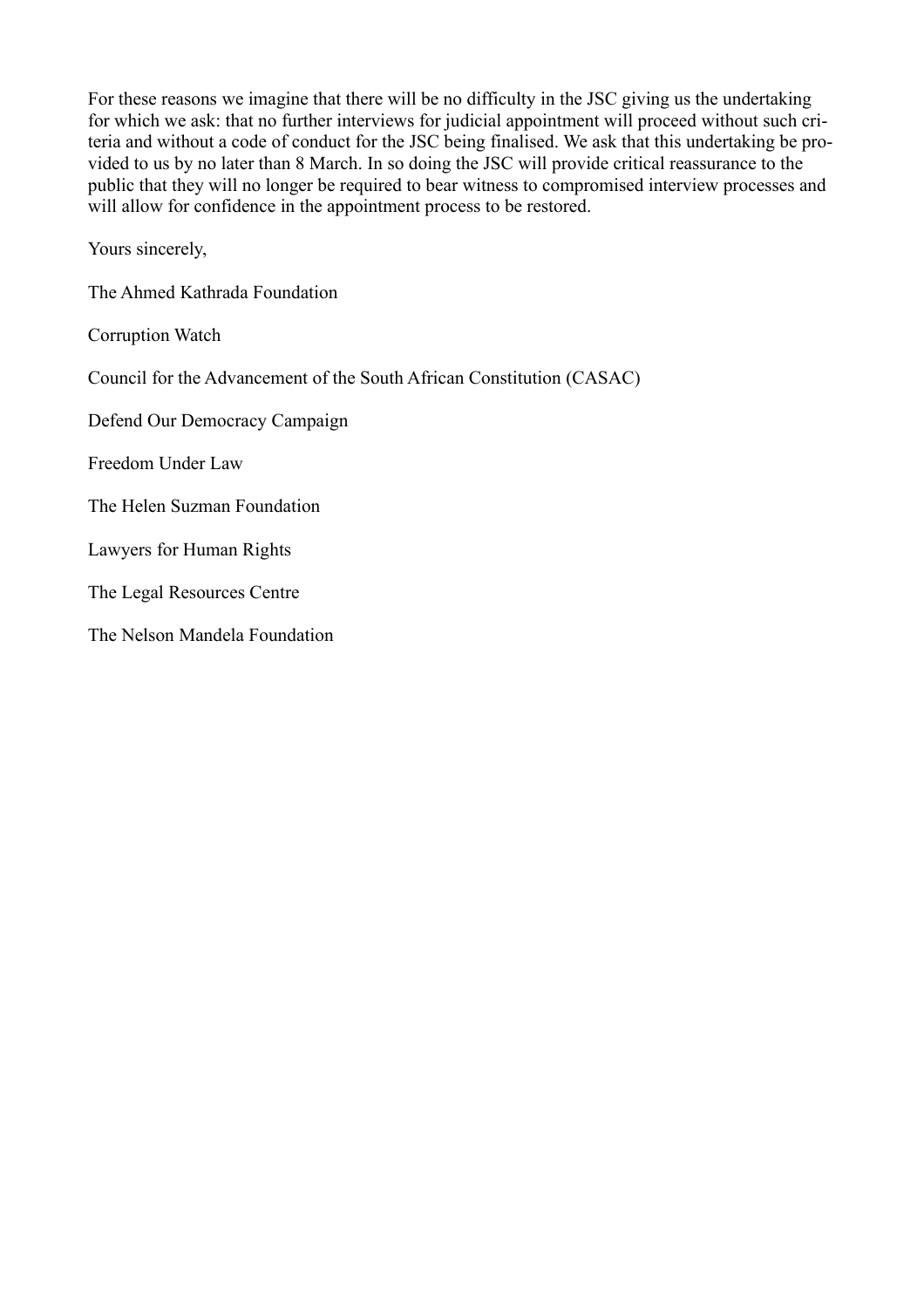For these reasons we imagine that there will be no difficulty in the JSC giving us the undertaking for which we ask: that no further interviews for judicial appointment will proceed without such criteria and without a code of conduct for the JSC being finalised. We ask that this undertaking be provided to us by no later than 8 March. In so doing the JSC will provide critical reassurance to the public that they will no longer be required to bear witness to compromised interview processes and will allow for confidence in the appointment process to be restored.

Yours sincerely,

The Ahmed Kathrada Foundation

Corruption Watch

Council for the Advancement of the South African Constitution (CASAC)

Defend Our Democracy Campaign

Freedom Under Law

The Helen Suzman Foundation

Lawyers for Human Rights

The Legal Resources Centre

The Nelson Mandela Foundation